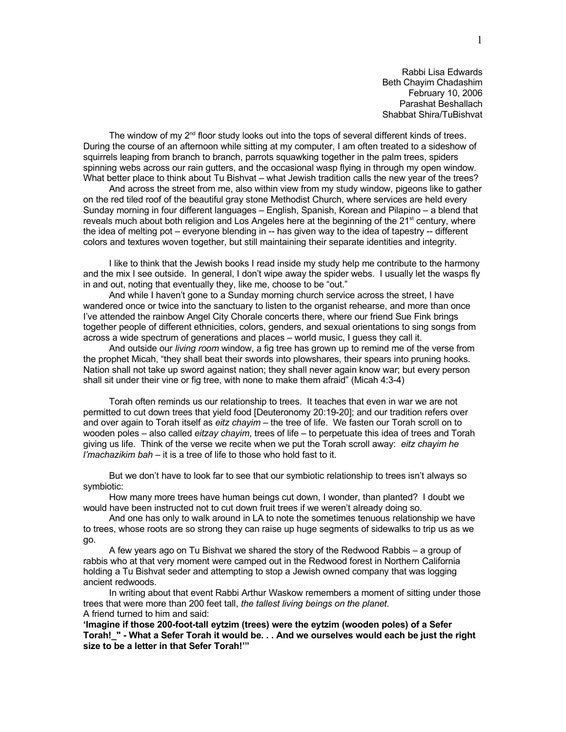Rabbi Lisa Edwards
Beth Chayim Chadashim
February 10, 2006
Parashat Beshallach
Shabbat Shira/TuBishvat

The window of my 2nd floor study looks out into the tops of several different kinds of trees. During the course of an afternoon while sitting at my computer, I am often treated to a sideshow of squirrels leaping from branch to branch, parrots squawking together in the palm trees, spiders spinning webs across our rain gutters, and the occasional wasp flying in through my open window. What better place to think about Tu Bishvat – what Jewish tradition calls the new year of the trees?

And across the street from me, also within view from my study window, pigeons like to gather on the red tiled roof of the beautiful gray stone Methodist Church, where services are held every Sunday morning in four different languages – English, Spanish, Korean and Pilapino – a blend that reveals much about both religion and Los Angeles here at the beginning of the 21st century, where the idea of melting pot – everyone blending in -- has given way to the idea of tapestry -- different colors and textures woven together, but still maintaining their separate identities and integrity.

I like to think that the Jewish books I read inside my study help me contribute to the harmony and the mix I see outside. In general, I don't wipe away the spider webs. I usually let the wasps fly in and out, noting that eventually they, like me, choose to be "out."

And while I haven't gone to a Sunday morning church service across the street, I have wandered once or twice into the sanctuary to listen to the organist rehearse, and more than once I've attended the rainbow Angel City Chorale concerts there, where our friend Sue Fink brings together people of different ethnicities, colors, genders, and sexual orientations to sing songs from across a wide spectrum of generations and places – world music, I guess they call it.

And outside our *living room* window, a fig tree has grown up to remind me of the verse from the prophet Micah, "they shall beat their swords into plowshares, their spears into pruning hooks. Nation shall not take up sword against nation; they shall never again know war; but every person shall sit under their vine or fig tree, with none to make them afraid" (Micah 4:3-4)

Torah often reminds us our relationship to trees. It teaches that even in war we are not permitted to cut down trees that yield food [Deuteronomy 20:19-20]; and our tradition refers over and over again to Torah itself as *eitz chayim* – the tree of life. We fasten our Torah scroll on to wooden poles – also called *eitzay chayim*, trees of life – to perpetuate this idea of trees and Torah giving us life. Think of the verse we recite when we put the Torah scroll away: *eitz chayim he l'machazikim bah* – it is a tree of life to those who hold fast to it.

But we don't have to look far to see that our symbiotic relationship to trees isn't always so symbiotic:

How many more trees have human beings cut down, I wonder, than planted? I doubt we would have been instructed not to cut down fruit trees if we weren't already doing so.

And one has only to walk around in LA to note the sometimes tenuous relationship we have to trees, whose roots are so strong they can raise up huge segments of sidewalks to trip us as we go.

A few years ago on Tu Bishvat we shared the story of the Redwood Rabbis – a group of rabbis who at that very moment were camped out in the Redwood forest in Northern California holding a Tu Bishvat seder and attempting to stop a Jewish owned company that was logging ancient redwoods.

In writing about that event Rabbi Arthur Waskow remembers a moment of sitting under those trees that were more than 200 feet tall, *the tallest living beings on the planet*.
A friend turned to him and said:
**'Imagine if those 200-foot-tall eytzim (trees) were the eytzim (wooden poles) of a Sefer Torah!_" - What a Sefer Torah it would be. . . And we ourselves would each be just the right size to be a letter in that Sefer Torah!'"**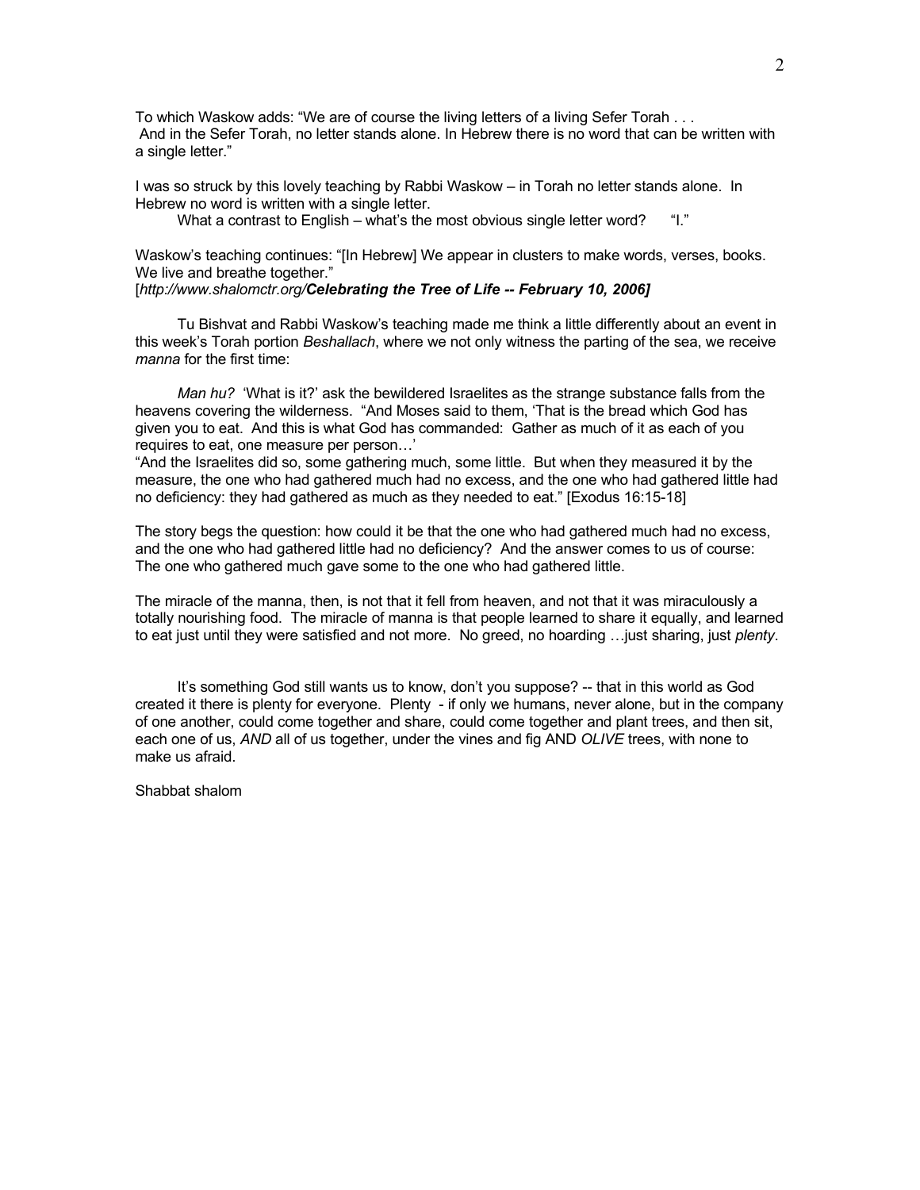To which Waskow adds: "We are of course the living letters of a living Sefer Torah . . .
And in the Sefer Torah, no letter stands alone. In Hebrew there is no word that can be written with a single letter."

I was so struck by this lovely teaching by Rabbi Waskow – in Torah no letter stands alone. In Hebrew no word is written with a single letter.

What a contrast to English – what's the most obvious single letter word? "I."

Waskow's teaching continues: "[In Hebrew] We appear in clusters to make words, verses, books. We live and breathe together."
[*http://www.shalomctr.org/**Celebrating the Tree of Life -- February 10, 2006]***

Tu Bishvat and Rabbi Waskow's teaching made me think a little differently about an event in this week's Torah portion *Beshallach*, where we not only witness the parting of the sea, we receive *manna* for the first time:

*Man hu?* 'What is it?' ask the bewildered Israelites as the strange substance falls from the heavens covering the wilderness. "And Moses said to them, 'That is the bread which God has given you to eat. And this is what God has commanded: Gather as much of it as each of you requires to eat, one measure per person…'
"And the Israelites did so, some gathering much, some little. But when they measured it by the measure, the one who had gathered much had no excess, and the one who had gathered little had no deficiency: they had gathered as much as they needed to eat." [Exodus 16:15-18]

The story begs the question: how could it be that the one who had gathered much had no excess, and the one who had gathered little had no deficiency? And the answer comes to us of course: The one who gathered much gave some to the one who had gathered little.

The miracle of the manna, then, is not that it fell from heaven, and not that it was miraculously a totally nourishing food. The miracle of manna is that people learned to share it equally, and learned to eat just until they were satisfied and not more. No greed, no hoarding …just sharing, just *plenty*.

It's something God still wants us to know, don't you suppose? -- that in this world as God created it there is plenty for everyone. Plenty - if only we humans, never alone, but in the company of one another, could come together and share, could come together and plant trees, and then sit, each one of us, *AND* all of us together, under the vines and fig AND *OLIVE* trees, with none to make us afraid.

Shabbat shalom